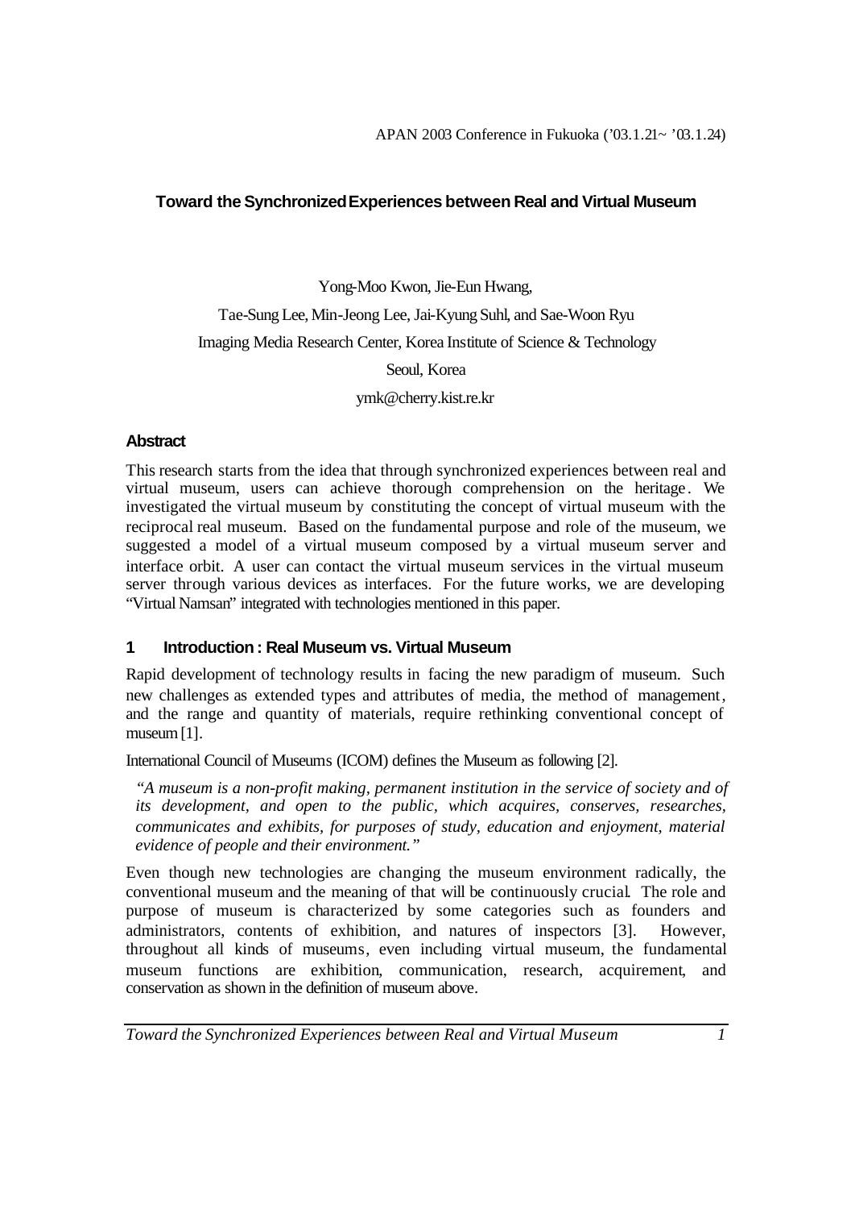APAN 2003 Conference in Fukuoka ('03.1.21~ '03.1.24)

# Toward the Synchronized Experiences between Real and Virtual Museum

Yong-Moo Kwon, Jie-Eun Hwang,

Tae-Sung Lee, Min-Jeong Lee, Jai-Kyung Suhl, and Sae-Woon Ryu

Imaging Media Research Center, Korea Institute of Science & Technology

Seoul, Korea

ymk@cherry.kist.re.kr

## Abstract

This research starts from the idea that through synchronized experiences between real and virtual museum, users can achieve thorough comprehension on the heritage. We investigated the virtual museum by constituting the concept of virtual museum with the reciprocal real museum. Based on the fundamental purpose and role of the museum, we suggested a model of a virtual museum composed by a virtual museum server and interface orbit. A user can contact the virtual museum services in the virtual museum server through various devices as interfaces. For the future works, we are developing "Virtual Namsan" integrated with technologies mentioned in this paper.

## 1 Introduction : Real Museum vs. Virtual Museum

Rapid development of technology results in facing the new paradigm of museum. Such new challenges as extended types and attributes of media, the method of management, and the range and quantity of materials, require rethinking conventional concept of museum [1].

International Council of Museums (ICOM) defines the Museum as following [2].

> *"A museum is a non-profit making, permanent institution in the service of society and of its development, and open to the public, which acquires, conserves, researches, communicates and exhibits, for purposes of study, education and enjoyment, material evidence of people and their environment."*

Even though new technologies are changing the museum environment radically, the conventional museum and the meaning of that will be continuously crucial. The role and purpose of museum is characterized by some categories such as founders and administrators, contents of exhibition, and natures of inspectors [3]. However, throughout all kinds of museums, even including virtual museum, the fundamental museum functions are exhibition, communication, research, acquirement, and conservation as shown in the definition of museum above.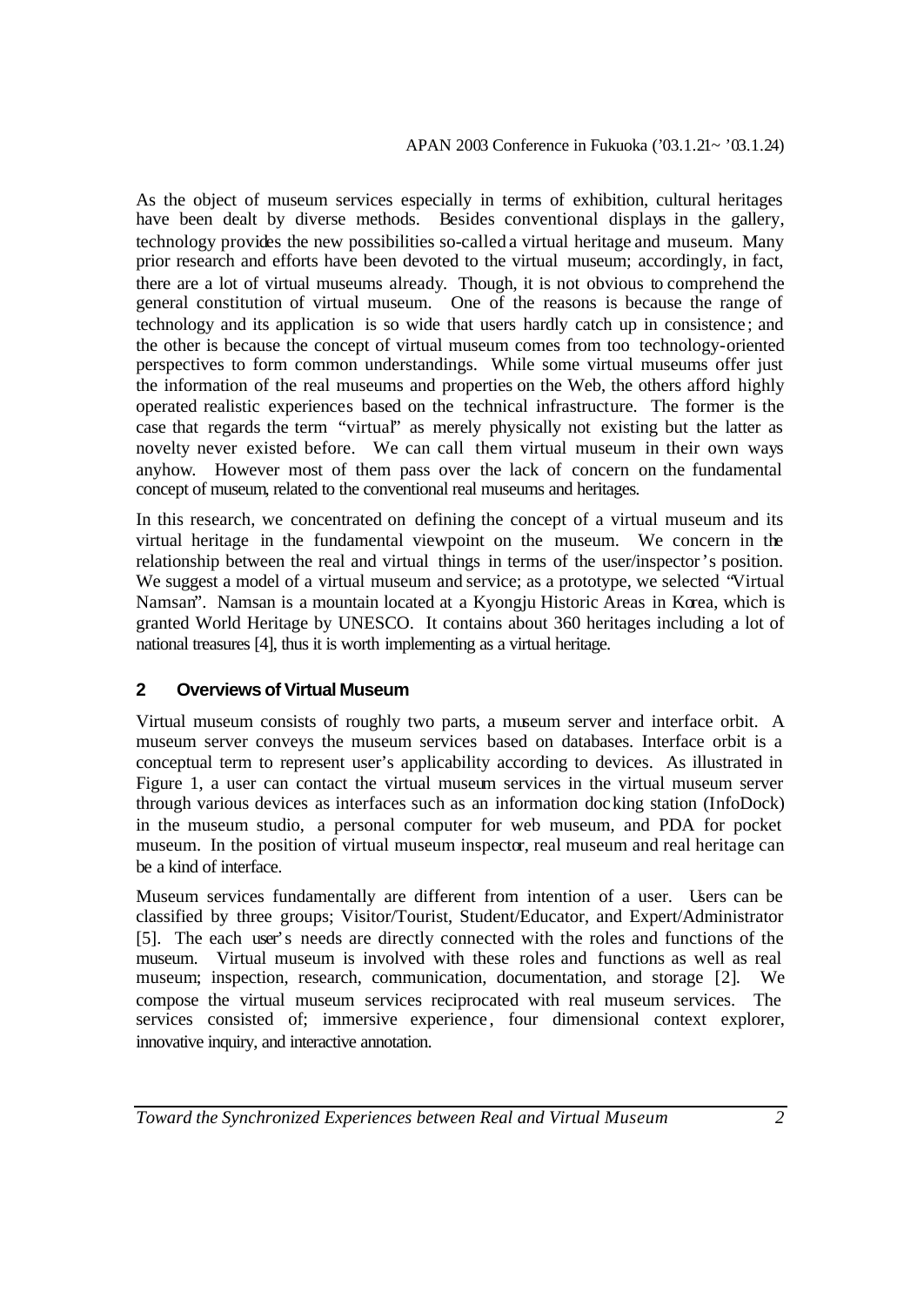As the object of museum services especially in terms of exhibition, cultural heritages have been dealt by diverse methods. Besides conventional displays in the gallery, technology provides the new possibilities so-called a virtual heritage and museum. Many prior research and efforts have been devoted to the virtual museum; accordingly, in fact, there are a lot of virtual museums already. Though, it is not obvious to comprehend the general constitution of virtual museum. One of the reasons is because the range of technology and its application is so wide that users hardly catch up in consistence; and the other is because the concept of virtual museum comes from too technology-oriented perspectives to form common understandings. While some virtual museums offer just the information of the real museums and properties on the Web, the others afford highly operated realistic experiences based on the technical infrastructure. The former is the case that regards the term "virtual" as merely physically not existing but the latter as novelty never existed before. We can call them virtual museum in their own ways anyhow. However most of them pass over the lack of concern on the fundamental concept of museum, related to the conventional real museums and heritages.

In this research, we concentrated on defining the concept of a virtual museum and its virtual heritage in the fundamental viewpoint on the museum. We concern in the relationship between the real and virtual things in terms of the user/inspector's position. We suggest a model of a virtual museum and service; as a prototype, we selected "Virtual Namsan". Namsan is a mountain located at a Kyongju Historic Areas in Korea, which is granted World Heritage by UNESCO. It contains about 360 heritages including a lot of national treasures [4], thus it is worth implementing as a virtual heritage.

## 2 Overviews of Virtual Museum

Virtual museum consists of roughly two parts, a museum server and interface orbit. A museum server conveys the museum services based on databases. Interface orbit is a conceptual term to represent user's applicability according to devices. As illustrated in Figure 1, a user can contact the virtual museum services in the virtual museum server through various devices as interfaces such as an information docking station (InfoDock) in the museum studio, a personal computer for web museum, and PDA for pocket museum. In the position of virtual museum inspector, real museum and real heritage can be a kind of interface.

Museum services fundamentally are different from intention of a user. Users can be classified by three groups; Visitor/Tourist, Student/Educator, and Expert/Administrator [5]. The each user's needs are directly connected with the roles and functions of the museum. Virtual museum is involved with these roles and functions as well as real museum; inspection, research, communication, documentation, and storage [2]. We compose the virtual museum services reciprocated with real museum services. The services consisted of; immersive experience, four dimensional context explorer, innovative inquiry, and interactive annotation.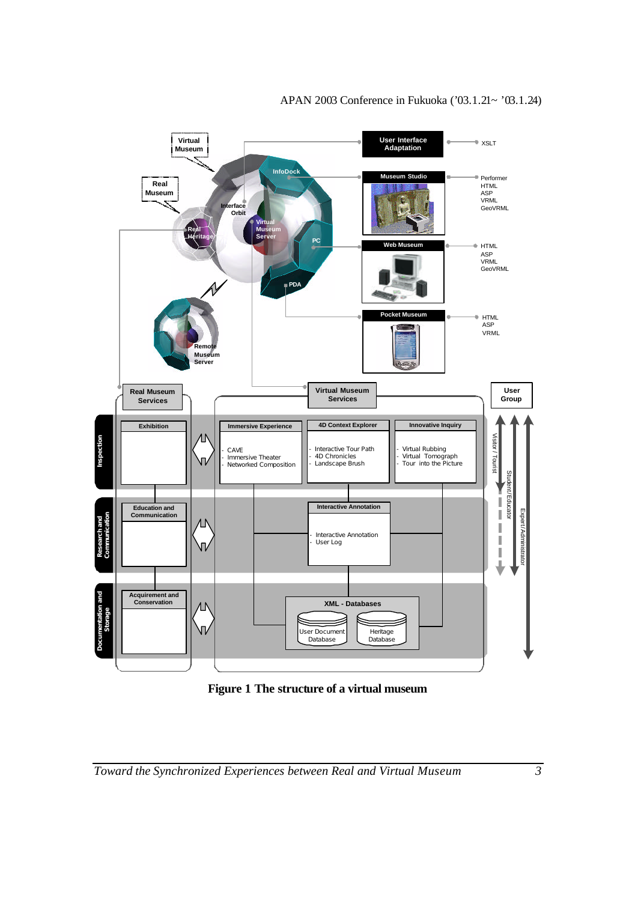Figure 1 The structure of a virtual museum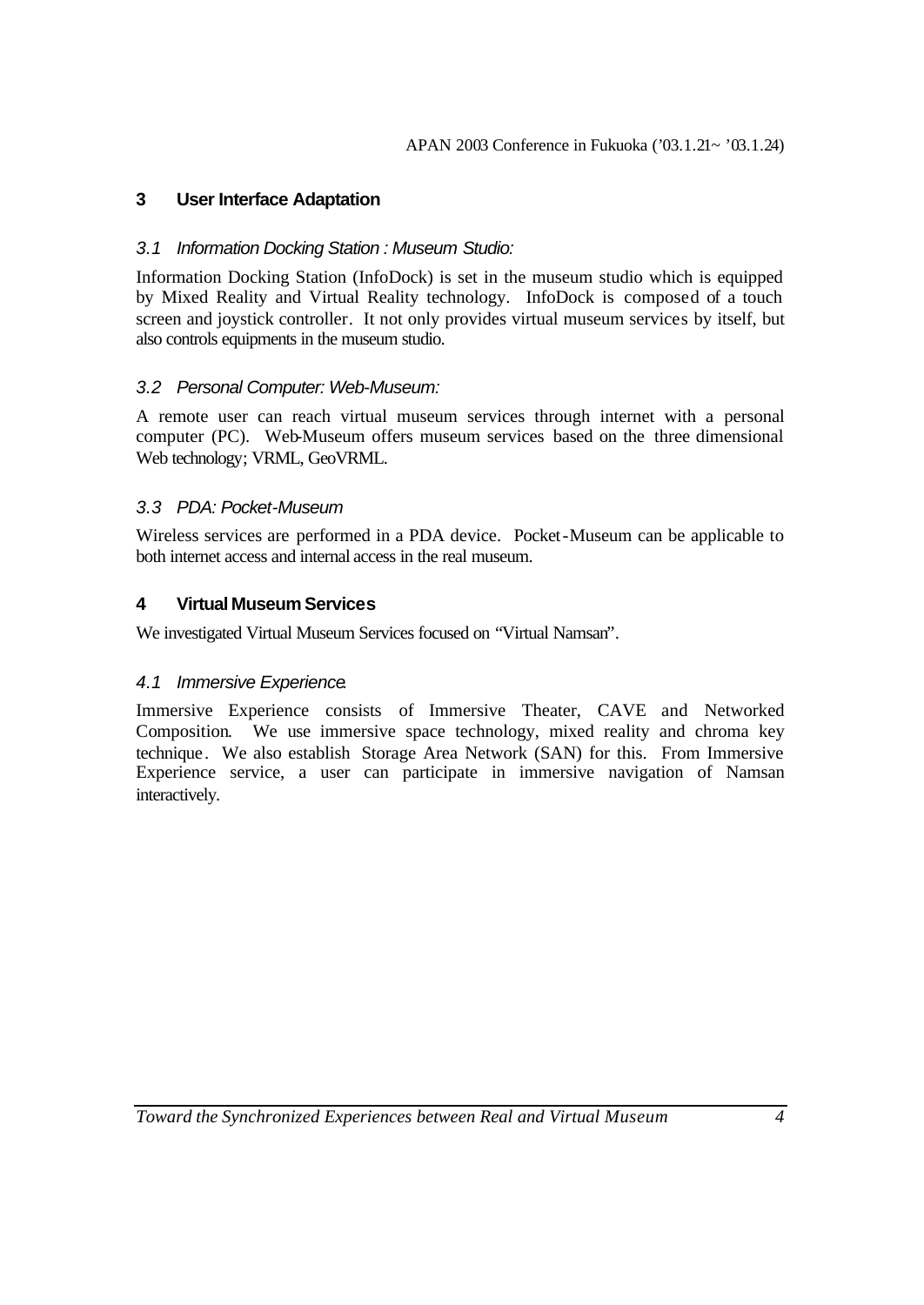## 3 User Interface Adaptation

### *3.1 Information Docking Station : Museum Studio:*

Information Docking Station (InfoDock) is set in the museum studio which is equipped by Mixed Reality and Virtual Reality technology. InfoDock is composed of a touch screen and joystick controller. It not only provides virtual museum services by itself, but also controls equipments in the museum studio.

### *3.2 Personal Computer: Web-Museum:*

A remote user can reach virtual museum services through internet with a personal computer (PC). Web-Museum offers museum services based on the three dimensional Web technology; VRML, GeoVRML.

### *3.3 PDA: Pocket-Museum*

Wireless services are performed in a PDA device. Pocket-Museum can be applicable to both internet access and internal access in the real museum.

## 4 Virtual Museum Services

We investigated Virtual Museum Services focused on "Virtual Namsan".

### *4.1 Immersive Experience:*

Immersive Experience consists of Immersive Theater, CAVE and Networked Composition. We use immersive space technology, mixed reality and chroma key technique. We also establish Storage Area Network (SAN) for this. From Immersive Experience service, a user can participate in immersive navigation of Namsan interactively.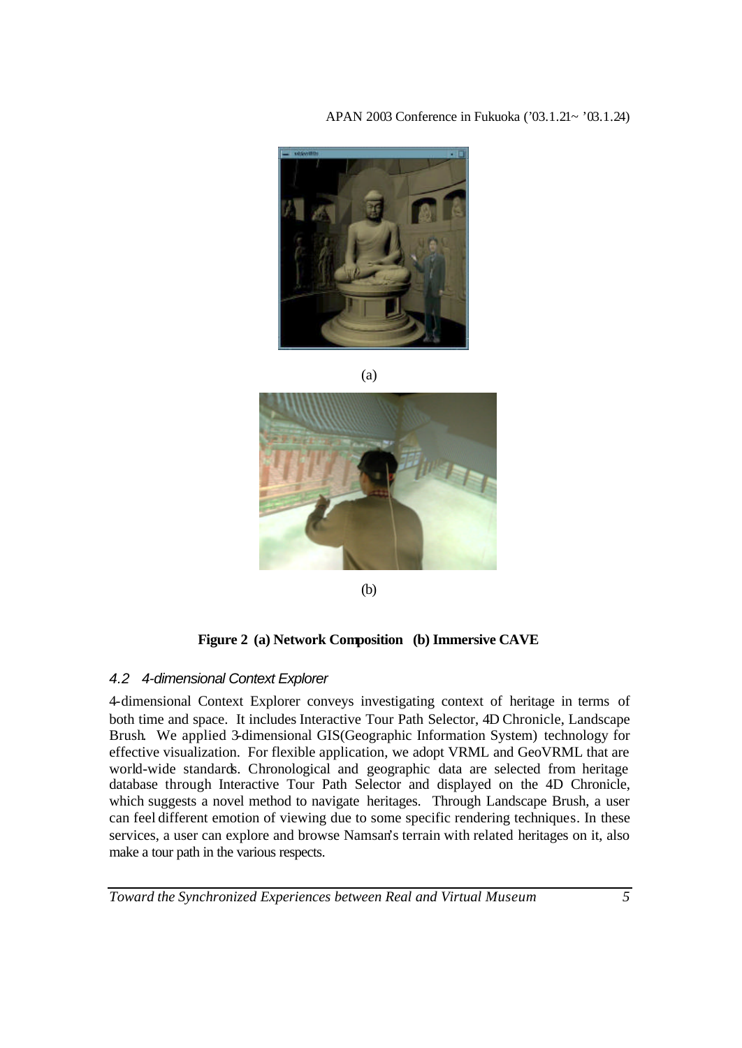(a)

(b)

**Figure 2 (a) Network Composition (b) Immersive CAVE**

### *4.2 4-dimensional Context Explorer*

4-dimensional Context Explorer conveys investigating context of heritage in terms of both time and space. It includes Interactive Tour Path Selector, 4D Chronicle, Landscape Brush. We applied 3-dimensional GIS(Geographic Information System) technology for effective visualization. For flexible application, we adopt VRML and GeoVRML that are world-wide standards. Chronological and geographic data are selected from heritage database through Interactive Tour Path Selector and displayed on the 4D Chronicle, which suggests a novel method to navigate heritages. Through Landscape Brush, a user can feel different emotion of viewing due to some specific rendering techniques. In these services, a user can explore and browse Namsan's terrain with related heritages on it, also make a tour path in the various respects.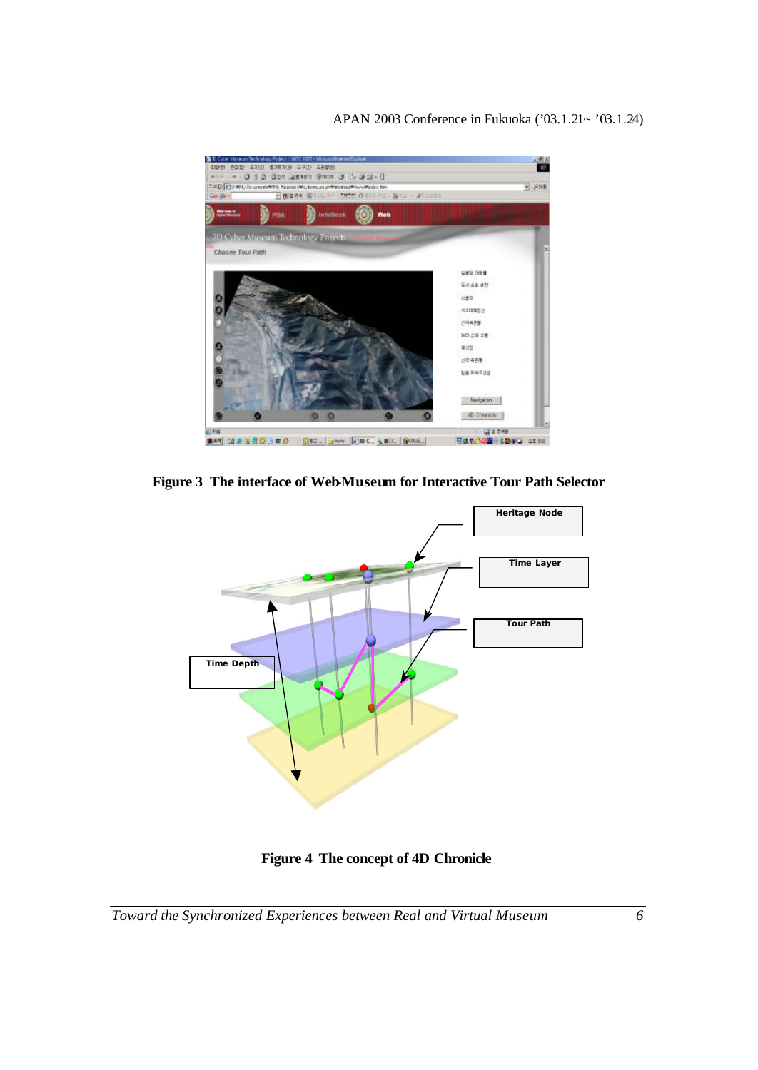**Figure 3 The interface of Web-Museum for Interactive Tour Path Selector**

**Figure 4 The concept of 4D Chronicle**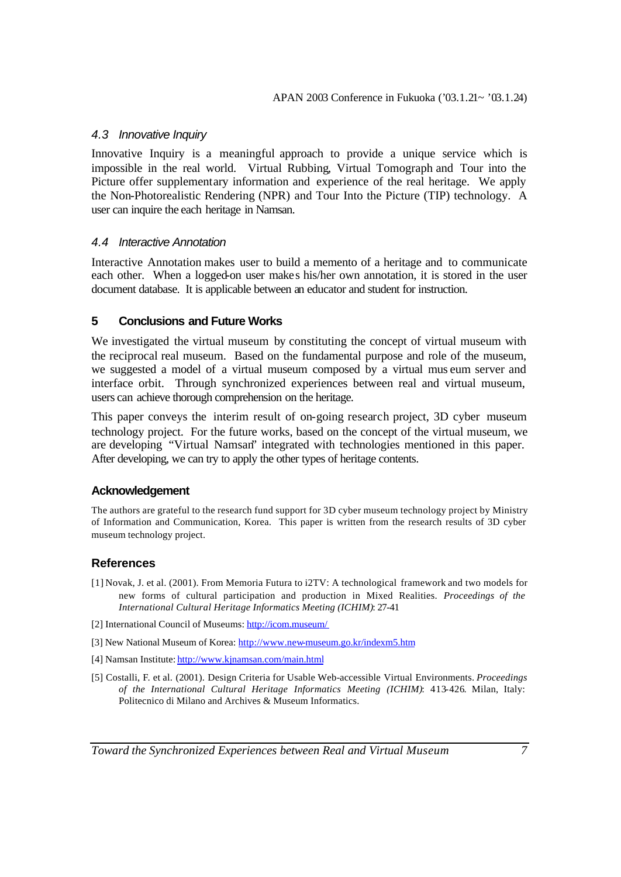### 4.3 Innovative Inquiry

Innovative Inquiry is a meaningful approach to provide a unique service which is impossible in the real world. Virtual Rubbing, Virtual Tomograph and Tour into the Picture offer supplementary information and experience of the real heritage. We apply the Non-Photorealistic Rendering (NPR) and Tour Into the Picture (TIP) technology. A user can inquire the each heritage in Namsan.

### 4.4 Interactive Annotation

Interactive Annotation makes user to build a memento of a heritage and to communicate each other. When a logged-on user makes his/her own annotation, it is stored in the user document database. It is applicable between an educator and student for instruction.

## 5 Conclusions and Future Works

We investigated the virtual museum by constituting the concept of virtual museum with the reciprocal real museum. Based on the fundamental purpose and role of the museum, we suggested a model of a virtual museum composed by a virtual museum server and interface orbit. Through synchronized experiences between real and virtual museum, users can achieve thorough comprehension on the heritage.

This paper conveys the interim result of on-going research project, 3D cyber museum technology project. For the future works, based on the concept of the virtual museum, we are developing "Virtual Namsan" integrated with technologies mentioned in this paper. After developing, we can try to apply the other types of heritage contents.

## Acknowledgement

The authors are grateful to the research fund support for 3D cyber museum technology project by Ministry of Information and Communication, Korea. This paper is written from the research results of 3D cyber museum technology project.

## References

[1] Novak, J. et al. (2001). From Memoria Futura to i2TV: A technological framework and two models for new forms of cultural participation and production in Mixed Realities. *Proceedings of the International Cultural Heritage Informatics Meeting (ICHIM)*: 27-41

[2] International Council of Museums: http://icom.museum/

[3] New National Museum of Korea: http://www.new-museum.go.kr/indexm5.htm

[4] Namsan Institute: http://www.kjnamsan.com/main.html

[5] Costalli, F. et al. (2001). Design Criteria for Usable Web-accessible Virtual Environments. *Proceedings of the International Cultural Heritage Informatics Meeting (ICHIM)*: 413-426. Milan, Italy: Politecnico di Milano and Archives & Museum Informatics.